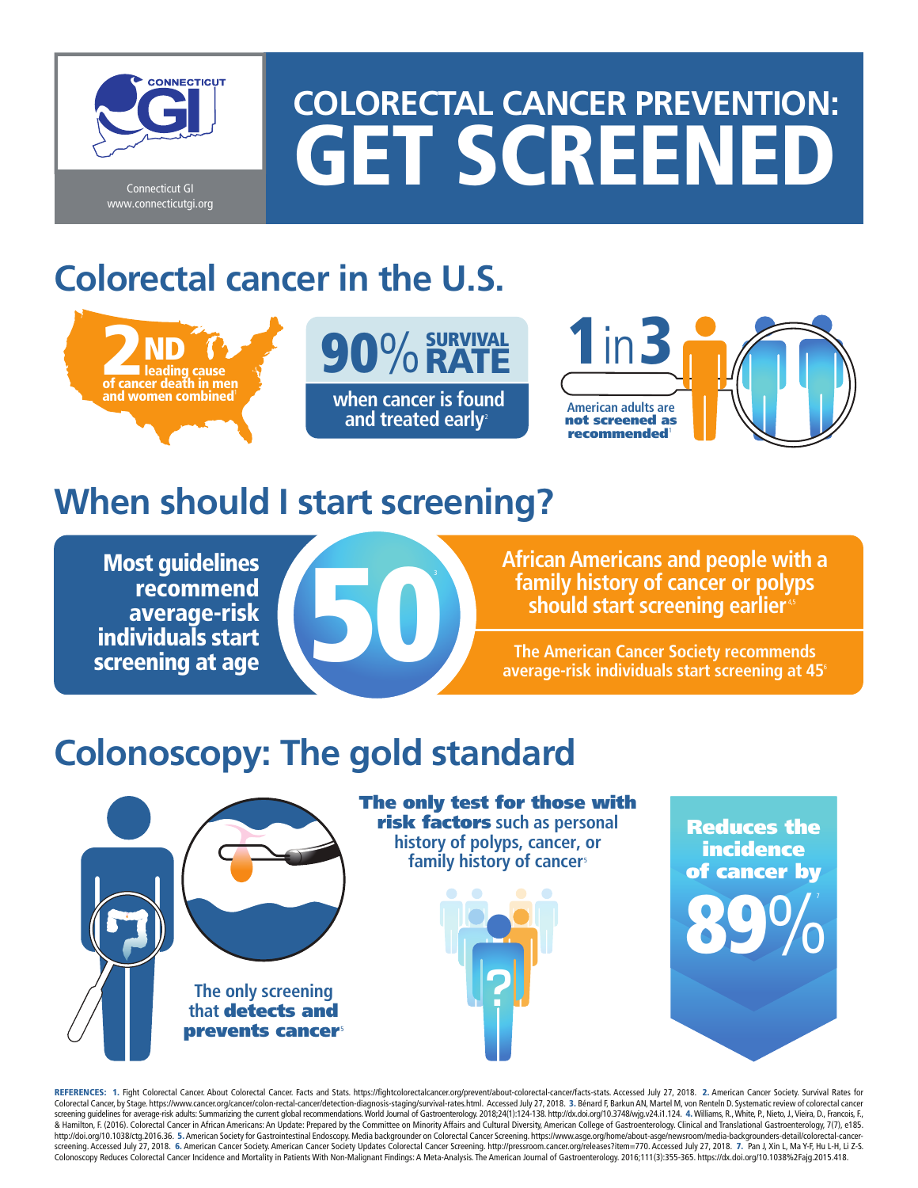Connecticut GI
www.connecticutgi.org

# COLORECTAL CANCER PREVENTION: GET SCREENED

## Colorectal cancer in the U.S.

**2ND** leading cause of cancer death in men and women combined[1]

**90% SURVIVAL RATE** when cancer is found and treated early[2]

**1 in 3** American adults are **not screened as recommended**[1]

## When should I start screening?

**Most guidelines recommend average-risk individuals start screening at age 50**[3]

African Americans and people with a family history of cancer or polyps should start screening earlier[4,5]

The American Cancer Society recommends average-risk individuals start screening at 45[6]

## Colonoscopy: The gold standard

The only screening that **detects and prevents cancer**[5]

**The only test for those with risk factors** such as personal history of polyps, cancer, or family history of cancer[5]

**Reduces the incidence of cancer by 89%**[7]

**REFERENCES:** **1.** Fight Colorectal Cancer. About Colorectal Cancer. Facts and Stats. https://fightcolorectalcancer.org/prevent/about-colorectal-cancer/facts-stats. Accessed July 27, 2018. **2.** American Cancer Society. Survival Rates for Colorectal Cancer, by Stage. https://www.cancer.org/cancer/colon-rectal-cancer/detection-diagnosis-staging/survival-rates.html. Accessed July 27, 2018. **3.** Bénard F, Barkun AN, Martel M, von Renteln D. Systematic review of colorectal cancer screening guidelines for average-risk adults: Summarizing the current global recommendations. World Journal of Gastroenterology. 2018;24(1):124-138. http://dx.doi.org/10.3748/wjg.v24.i1.124. **4.** Williams, R., White, P., Nieto, J., Vieira, D., Francois, F., & Hamilton, F. (2016). Colorectal Cancer in African Americans: An Update: Prepared by the Committee on Minority Affairs and Cultural Diversity, American College of Gastroenterology. Clinical and Translational Gastroenterology, 7(7), e185. http://doi.org/10.1038/ctg.2016.36. **5.** American Society for Gastrointestinal Endoscopy. Media backgrounder on Colorectal Cancer Screening. https://www.asge.org/home/about-asge/newsroom/media-backgrounders-detail/colorectal-cancer-screening. Accessed July 27, 2018. **6.** American Cancer Society. American Cancer Society Updates Colorectal Cancer Screening. http://pressroom.cancer.org/releases?item=770. Accessed July 27, 2018. **7.** Pan J, Xin L, Ma Y-F, Hu L-H, Li Z-S. Colonoscopy Reduces Colorectal Cancer Incidence and Mortality in Patients With Non-Malignant Findings: A Meta-Analysis. The American Journal of Gastroenterology. 2016;111(3):355-365. https://dx.doi.org/10.1038%2Fajg.2015.418.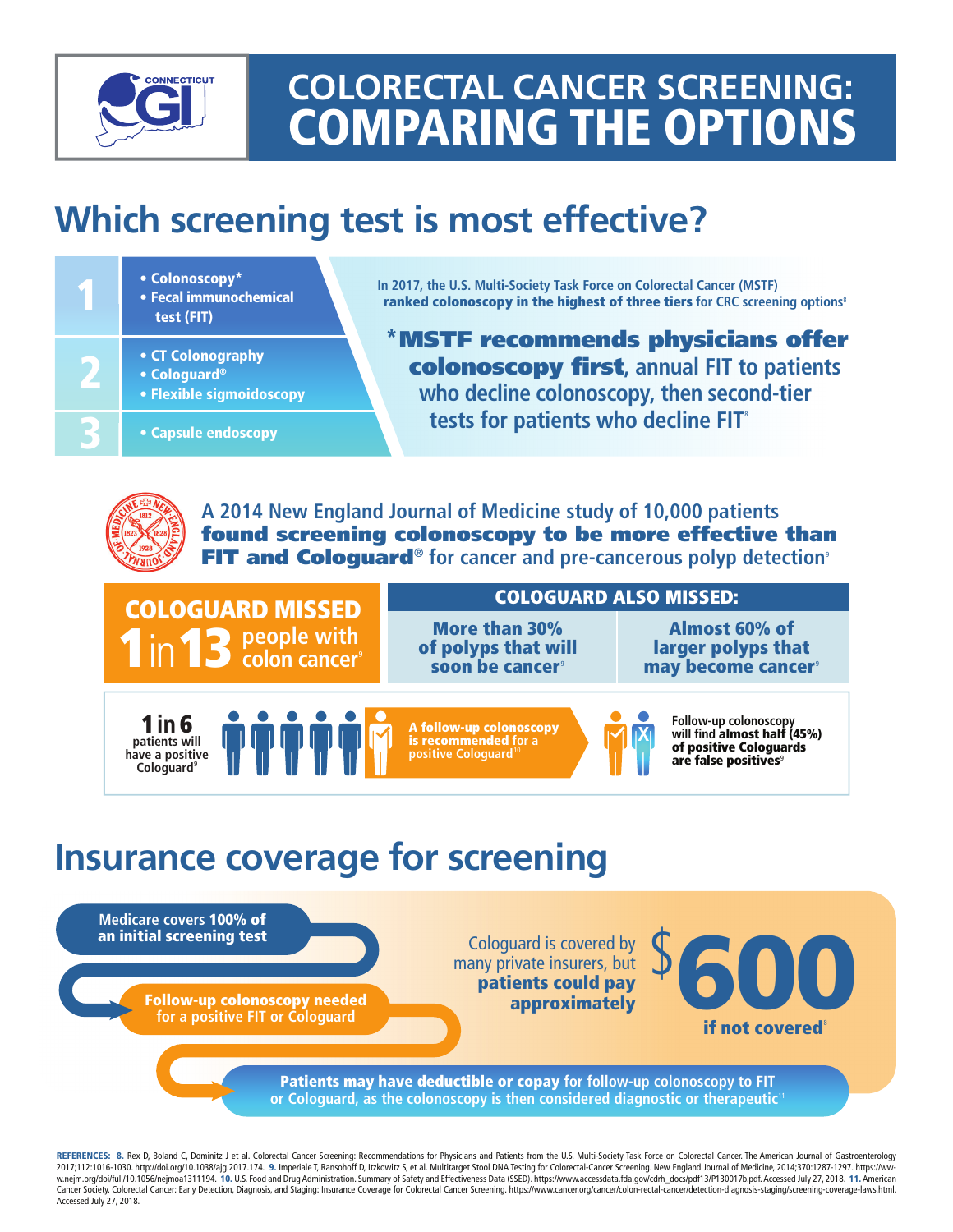CONNECTICUT GI

# COLORECTAL CANCER SCREENING: COMPARING THE OPTIONS

## Which screening test is most effective?

| | |
|---|---|
| 1 | • Colonoscopy* <br> • Fecal immunochemical test (FIT) |
| 2 | • CT Colonography <br> • Cologuard® <br> • Flexible sigmoidoscopy |
| 3 | • Capsule endoscopy |

In 2017, the U.S. Multi-Society Task Force on Colorectal Cancer (MSTF) **ranked colonoscopy in the highest of three tiers** for CRC screening options[8]

***MSTF recommends physicians offer colonoscopy first**, annual FIT to patients who decline colonoscopy, then second-tier tests for patients who decline FIT[8]

A 2014 New England Journal of Medicine study of 10,000 patients **found screening colonoscopy to be more effective than FIT and Cologuard**® for cancer and pre-cancerous polyp detection[9]

**COLOGUARD MISSED 1 in 13 people with colon cancer**[9]

**COLOGUARD ALSO MISSED:**

- **More than 30% of polyps that will soon be cancer**[9]
- **Almost 60% of larger polyps that may become cancer**[9]

**1 in 6** patients will have a positive Cologuard[9]

**A follow-up colonoscopy** is recommended for a positive Cologuard[10]

Follow-up colonoscopy will find **almost half (45%) of positive Cologuards are false positives**[9]

## Insurance coverage for screening

Medicare covers **100% of an initial screening test**

**Follow-up colonoscopy needed** for a positive FIT or Cologuard

Cologuard is covered by many private insurers, but **patients could pay approximately $600 if not covered**[8]

**Patients may have deductible or copay** for follow-up colonoscopy to FIT or Cologuard, as the colonoscopy is then considered diagnostic or therapeutic[11]

**REFERENCES: 8.** Rex D, Boland C, Dominitz J et al. Colorectal Cancer Screening: Recommendations for Physicians and Patients from the U.S. Multi-Society Task Force on Colorectal Cancer. The American Journal of Gastroenterology 2017;112:1016-1030. http://doi.org/10.1038/ajg.2017.174. **9.** Imperiale T, Ransohoff D, Itzkowitz S, et al. Multitarget Stool DNA Testing for Colorectal-Cancer Screening. New England Journal of Medicine, 2014;370:1287-1297. https://www.nejm.org/doi/full/10.1056/nejmoa1311194. **10.** U.S. Food and Drug Administration. Summary of Safety and Effectiveness Data (SSED). https://www.accessdata.fda.gov/cdrh_docs/pdf13/P130017b.pdf. Accessed July 27, 2018. **11.** American Cancer Society. Colorectal Cancer: Early Detection, Diagnosis, and Staging: Insurance Coverage for Colorectal Cancer Screening. https://www.cancer.org/cancer/colon-rectal-cancer/detection-diagnosis-staging/screening-coverage-laws.html. Accessed July 27, 2018.